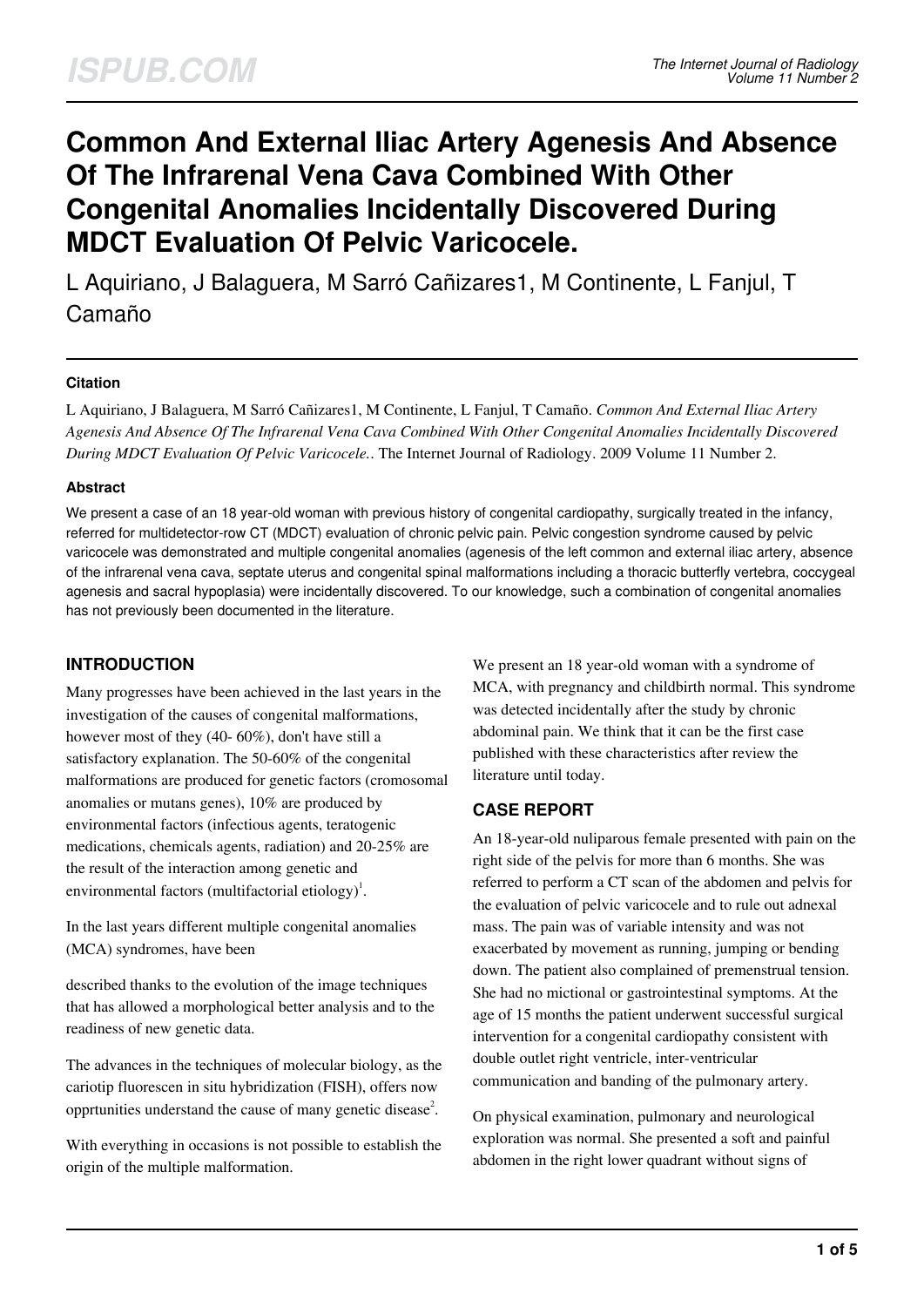# Common And External Iliac Artery Agenesis And Absence Of The Infrarenal Vena Cava Combined With Other Congenital Anomalies Incidentally Discovered During MDCT Evaluation Of Pelvic Varicocele.

L Aquiriano, J Balaguera, M Sarró Cañizares1, M Continente, L Fanjul, T Camaño

### Citation

L Aquiriano, J Balaguera, M Sarró Cañizares1, M Continente, L Fanjul, T Camaño. *Common And External Iliac Artery Agenesis And Absence Of The Infrarenal Vena Cava Combined With Other Congenital Anomalies Incidentally Discovered During MDCT Evaluation Of Pelvic Varicocele.*. The Internet Journal of Radiology. 2009 Volume 11 Number 2.

### Abstract

We present a case of an 18 year-old woman with previous history of congenital cardiopathy, surgically treated in the infancy, referred for multidetector-row CT (MDCT) evaluation of chronic pelvic pain. Pelvic congestion syndrome caused by pelvic varicocele was demonstrated and multiple congenital anomalies (agenesis of the left common and external iliac artery, absence of the infrarenal vena cava, septate uterus and congenital spinal malformations including a thoracic butterfly vertebra, coccygeal agenesis and sacral hypoplasia) were incidentally discovered. To our knowledge, such a combination of congenital anomalies has not previously been documented in the literature.

## INTRODUCTION

Many progresses have been achieved in the last years in the investigation of the causes of congenital malformations, however most of they (40- 60%), don't have still a satisfactory explanation. The 50-60% of the congenital malformations are produced for genetic factors (cromosomal anomalies or mutans genes), 10% are produced by environmental factors (infectious agents, teratogenic medications, chemicals agents, radiation) and 20-25% are the result of the interaction among genetic and environmental factors (multifactorial etiology)[1].

In the last years different multiple congenital anomalies (MCA) syndromes, have been

described thanks to the evolution of the image techniques that has allowed a morphological better analysis and to the readiness of new genetic data.

The advances in the techniques of molecular biology, as the cariotip fluorescen in situ hybridization (FISH), offers now opprtunities understand the cause of many genetic disease[2].

With everything in occasions is not possible to establish the origin of the multiple malformation.

We present an 18 year-old woman with a syndrome of MCA, with pregnancy and childbirth normal. This syndrome was detected incidentally after the study by chronic abdominal pain. We think that it can be the first case published with these characteristics after review the literature until today.

## CASE REPORT

An 18-year-old nuliparous female presented with pain on the right side of the pelvis for more than 6 months. She was referred to perform a CT scan of the abdomen and pelvis for the evaluation of pelvic varicocele and to rule out adnexal mass. The pain was of variable intensity and was not exacerbated by movement as running, jumping or bending down. The patient also complained of premenstrual tension. She had no mictional or gastrointestinal symptoms. At the age of 15 months the patient underwent successful surgical intervention for a congenital cardiopathy consistent with double outlet right ventricle, inter-ventricular communication and banding of the pulmonary artery.

On physical examination, pulmonary and neurological exploration was normal. She presented a soft and painful abdomen in the right lower quadrant without signs of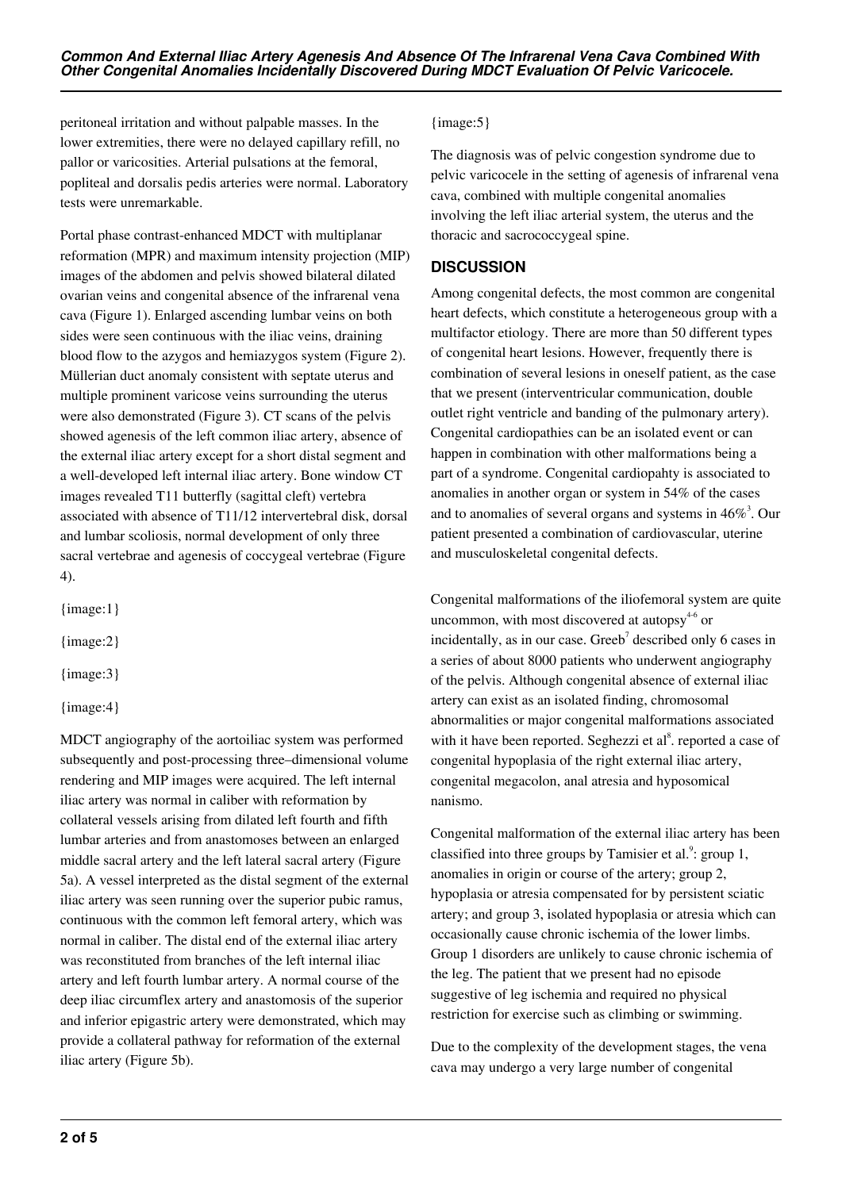peritoneal irritation and without palpable masses. In the lower extremities, there were no delayed capillary refill, no pallor or varicosities. Arterial pulsations at the femoral, popliteal and dorsalis pedis arteries were normal. Laboratory tests were unremarkable.

Portal phase contrast-enhanced MDCT with multiplanar reformation (MPR) and maximum intensity projection (MIP) images of the abdomen and pelvis showed bilateral dilated ovarian veins and congenital absence of the infrarenal vena cava (Figure 1). Enlarged ascending lumbar veins on both sides were seen continuous with the iliac veins, draining blood flow to the azygos and hemiazygos system (Figure 2). Müllerian duct anomaly consistent with septate uterus and multiple prominent varicose veins surrounding the uterus were also demonstrated (Figure 3). CT scans of the pelvis showed agenesis of the left common iliac artery, absence of the external iliac artery except for a short distal segment and a well-developed left internal iliac artery. Bone window CT images revealed T11 butterfly (sagittal cleft) vertebra associated with absence of T11/12 intervertebral disk, dorsal and lumbar scoliosis, normal development of only three sacral vertebrae and agenesis of coccygeal vertebrae (Figure 4).

{image:1}

{image:2}

{image:3}

{image:4}

MDCT angiography of the aortoiliac system was performed subsequently and post-processing three–dimensional volume rendering and MIP images were acquired. The left internal iliac artery was normal in caliber with reformation by collateral vessels arising from dilated left fourth and fifth lumbar arteries and from anastomoses between an enlarged middle sacral artery and the left lateral sacral artery (Figure 5a). A vessel interpreted as the distal segment of the external iliac artery was seen running over the superior pubic ramus, continuous with the common left femoral artery, which was normal in caliber. The distal end of the external iliac artery was reconstituted from branches of the left internal iliac artery and left fourth lumbar artery. A normal course of the deep iliac circumflex artery and anastomosis of the superior and inferior epigastric artery were demonstrated, which may provide a collateral pathway for reformation of the external iliac artery (Figure 5b).

{image:5}

The diagnosis was of pelvic congestion syndrome due to pelvic varicocele in the setting of agenesis of infrarenal vena cava, combined with multiple congenital anomalies involving the left iliac arterial system, the uterus and the thoracic and sacrococcygeal spine.

## DISCUSSION

Among congenital defects, the most common are congenital heart defects, which constitute a heterogeneous group with a multifactor etiology. There are more than 50 different types of congenital heart lesions. However, frequently there is combination of several lesions in oneself patient, as the case that we present (interventricular communication, double outlet right ventricle and banding of the pulmonary artery). Congenital cardiopathies can be an isolated event or can happen in combination with other malformations being a part of a syndrome. Congenital cardiopahty is associated to anomalies in another organ or system in 54% of the cases and to anomalies of several organs and systems in 46%[3]. Our patient presented a combination of cardiovascular, uterine and musculoskeletal congenital defects.

Congenital malformations of the iliofemoral system are quite uncommon, with most discovered at autopsy[4-6] or incidentally, as in our case. Greeb[7] described only 6 cases in a series of about 8000 patients who underwent angiography of the pelvis. Although congenital absence of external iliac artery can exist as an isolated finding, chromosomal abnormalities or major congenital malformations associated with it have been reported. Seghezzi et al[8]. reported a case of congenital hypoplasia of the right external iliac artery, congenital megacolon, anal atresia and hyposomical nanismo.

Congenital malformation of the external iliac artery has been classified into three groups by Tamisier et al.[9]: group 1, anomalies in origin or course of the artery; group 2, hypoplasia or atresia compensated for by persistent sciatic artery; and group 3, isolated hypoplasia or atresia which can occasionally cause chronic ischemia of the lower limbs. Group 1 disorders are unlikely to cause chronic ischemia of the leg. The patient that we present had no episode suggestive of leg ischemia and required no physical restriction for exercise such as climbing or swimming.

Due to the complexity of the development stages, the vena cava may undergo a very large number of congenital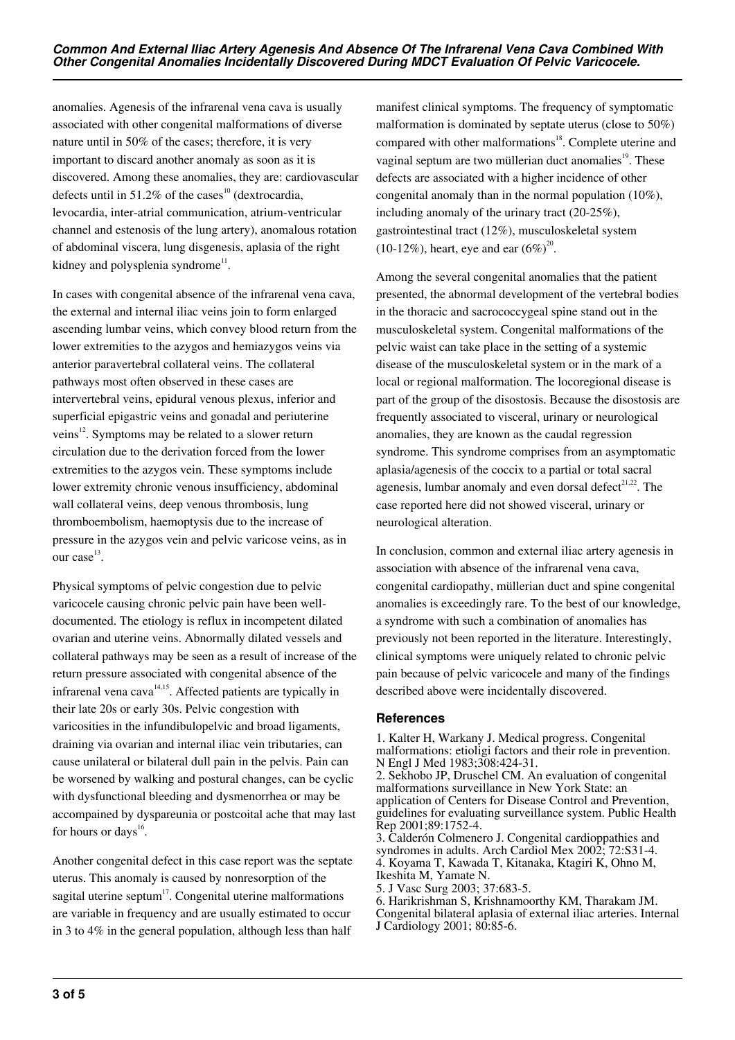anomalies. Agenesis of the infrarenal vena cava is usually associated with other congenital malformations of diverse nature until in 50% of the cases; therefore, it is very important to discard another anomaly as soon as it is discovered. Among these anomalies, they are: cardiovascular defects until in 51.2% of the cases[10] (dextrocardia, levocardia, inter-atrial communication, atrium-ventricular channel and estenosis of the lung artery), anomalous rotation of abdominal viscera, lung disgenesis, aplasia of the right kidney and polysplenia syndrome[11].

In cases with congenital absence of the infrarenal vena cava, the external and internal iliac veins join to form enlarged ascending lumbar veins, which convey blood return from the lower extremities to the azygos and hemiazygos veins via anterior paravertebral collateral veins. The collateral pathways most often observed in these cases are intervertebral veins, epidural venous plexus, inferior and superficial epigastric veins and gonadal and periuterine veins[12]. Symptoms may be related to a slower return circulation due to the derivation forced from the lower extremities to the azygos vein. These symptoms include lower extremity chronic venous insufficiency, abdominal wall collateral veins, deep venous thrombosis, lung thromboembolism, haemoptysis due to the increase of pressure in the azygos vein and pelvic varicose veins, as in our case[13].

Physical symptoms of pelvic congestion due to pelvic varicocele causing chronic pelvic pain have been well-documented. The etiology is reflux in incompetent dilated ovarian and uterine veins. Abnormally dilated vessels and collateral pathways may be seen as a result of increase of the return pressure associated with congenital absence of the infrarenal vena cava[14,15]. Affected patients are typically in their late 20s or early 30s. Pelvic congestion with varicosities in the infundibulopelvic and broad ligaments, draining via ovarian and internal iliac vein tributaries, can cause unilateral or bilateral dull pain in the pelvis. Pain can be worsened by walking and postural changes, can be cyclic with dysfunctional bleeding and dysmenorrhea or may be accompained by dyspareunia or postcoital ache that may last for hours or days[16].

Another congenital defect in this case report was the septate uterus. This anomaly is caused by nonresorption of the sagital uterine septum[17]. Congenital uterine malformations are variable in frequency and are usually estimated to occur in 3 to 4% in the general population, although less than half manifest clinical symptoms. The frequency of symptomatic malformation is dominated by septate uterus (close to 50%) compared with other malformations[18]. Complete uterine and vaginal septum are two müllerian duct anomalies[19]. These defects are associated with a higher incidence of other congenital anomaly than in the normal population (10%), including anomaly of the urinary tract (20-25%), gastrointestinal tract (12%), musculoskeletal system (10-12%), heart, eye and ear (6%)[20].

Among the several congenital anomalies that the patient presented, the abnormal development of the vertebral bodies in the thoracic and sacrococcygeal spine stand out in the musculoskeletal system. Congenital malformations of the pelvic waist can take place in the setting of a systemic disease of the musculoskeletal system or in the mark of a local or regional malformation. The locoregional disease is part of the group of the disostosis. Because the disostosis are frequently associated to visceral, urinary or neurological anomalies, they are known as the caudal regression syndrome. This syndrome comprises from an asymptomatic aplasia/agenesis of the coccix to a partial or total sacral agenesis, lumbar anomaly and even dorsal defect[21,22]. The case reported here did not showed visceral, urinary or neurological alteration.

In conclusion, common and external iliac artery agenesis in association with absence of the infrarenal vena cava, congenital cardiopathy, müllerian duct and spine congenital anomalies is exceedingly rare. To the best of our knowledge, a syndrome with such a combination of anomalies has previously not been reported in the literature. Interestingly, clinical symptoms were uniquely related to chronic pelvic pain because of pelvic varicocele and many of the findings described above were incidentally discovered.

## References

1. Kalter H, Warkany J. Medical progress. Congenital malformations: etioligi factors and their role in prevention. N Engl J Med 1983;308:424-31.
2. Sekhobo JP, Druschel CM. An evaluation of congenital malformations surveillance in New York State: an application of Centers for Disease Control and Prevention, guidelines for evaluating surveillance system. Public Health Rep 2001;89:1752-4.
3. Calderón Colmenero J. Congenital cardioppathies and syndromes in adults. Arch Cardiol Mex 2002; 72:S31-4.
4. Koyama T, Kawada T, Kitanaka, Ktagiri K, Ohno M, Ikeshita M, Yamate N.
5. J Vasc Surg 2003; 37:683-5.
6. Harikrishman S, Krishnamoorthy KM, Tharakam JM. Congenital bilateral aplasia of external iliac arteries. Internal J Cardiology 2001; 80:85-6.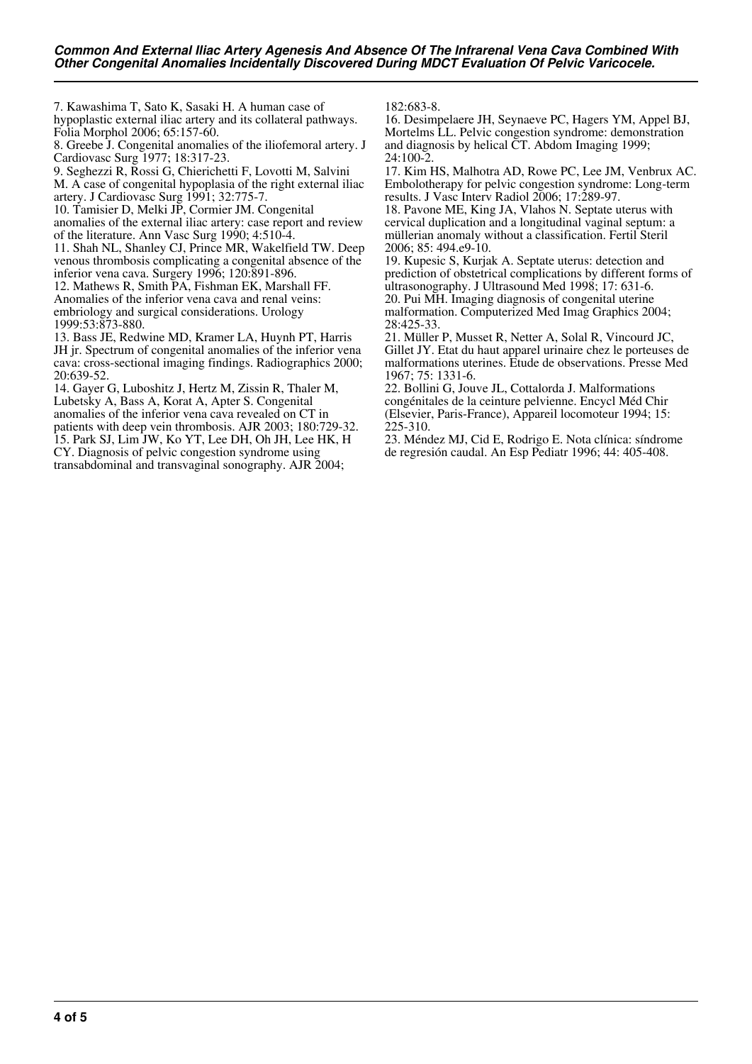7. Kawashima T, Sato K, Sasaki H. A human case of hypoplastic external iliac artery and its collateral pathways. Folia Morphol 2006; 65:157-60.

8. Greebe J. Congenital anomalies of the iliofemoral artery. J Cardiovasc Surg 1977; 18:317-23.

9. Seghezzi R, Rossi G, Chierichetti F, Lovotti M, Salvini M. A case of congenital hypoplasia of the right external iliac artery. J Cardiovasc Surg 1991; 32:775-7.

10. Tamisier D, Melki JP, Cormier JM. Congenital anomalies of the external iliac artery: case report and review of the literature. Ann Vasc Surg 1990; 4:510-4.

11. Shah NL, Shanley CJ, Prince MR, Wakelfield TW. Deep venous thrombosis complicating a congenital absence of the inferior vena cava. Surgery 1996; 120:891-896.

12. Mathews R, Smith PA, Fishman EK, Marshall FF. Anomalies of the inferior vena cava and renal veins: embriology and surgical considerations. Urology 1999:53:873-880.

13. Bass JE, Redwine MD, Kramer LA, Huynh PT, Harris JH jr. Spectrum of congenital anomalies of the inferior vena cava: cross-sectional imaging findings. Radiographics 2000; 20:639-52.

14. Gayer G, Luboshitz J, Hertz M, Zissin R, Thaler M, Lubetsky A, Bass A, Korat A, Apter S. Congenital anomalies of the inferior vena cava revealed on CT in patients with deep vein thrombosis. AJR 2003; 180:729-32.

15. Park SJ, Lim JW, Ko YT, Lee DH, Oh JH, Lee HK, H CY. Diagnosis of pelvic congestion syndrome using transabdominal and transvaginal sonography. AJR 2004; 182:683-8.

16. Desimpelaere JH, Seynaeve PC, Hagers YM, Appel BJ, Mortelms LL. Pelvic congestion syndrome: demonstration and diagnosis by helical CT. Abdom Imaging 1999; 24:100-2.

17. Kim HS, Malhotra AD, Rowe PC, Lee JM, Venbrux AC. Embolotherapy for pelvic congestion syndrome: Long-term results. J Vasc Interv Radiol 2006; 17:289-97.

18. Pavone ME, King JA, Vlahos N. Septate uterus with cervical duplication and a longitudinal vaginal septum: a müllerian anomaly without a classification. Fertil Steril 2006; 85: 494.e9-10.

19. Kupesic S, Kurjak A. Septate uterus: detection and prediction of obstetrical complications by different forms of ultrasonography. J Ultrasound Med 1998; 17: 631-6.

20. Pui MH. Imaging diagnosis of congenital uterine malformation. Computerized Med Imag Graphics 2004; 28:425-33.

21. Müller P, Musset R, Netter A, Solal R, Vincourd JC, Gillet JY. Etat du haut appareil urinaire chez le porteuses de malformations uterines. Étude de observations. Presse Med 1967; 75: 1331-6.

22. Bollini G, Jouve JL, Cottalorda J. Malformations congénitales de la ceinture pelvienne. Encycl Méd Chir (Elsevier, Paris-France), Appareil locomoteur 1994; 15: 225-310.

23. Méndez MJ, Cid E, Rodrigo E. Nota clínica: síndrome de regresión caudal. An Esp Pediatr 1996; 44: 405-408.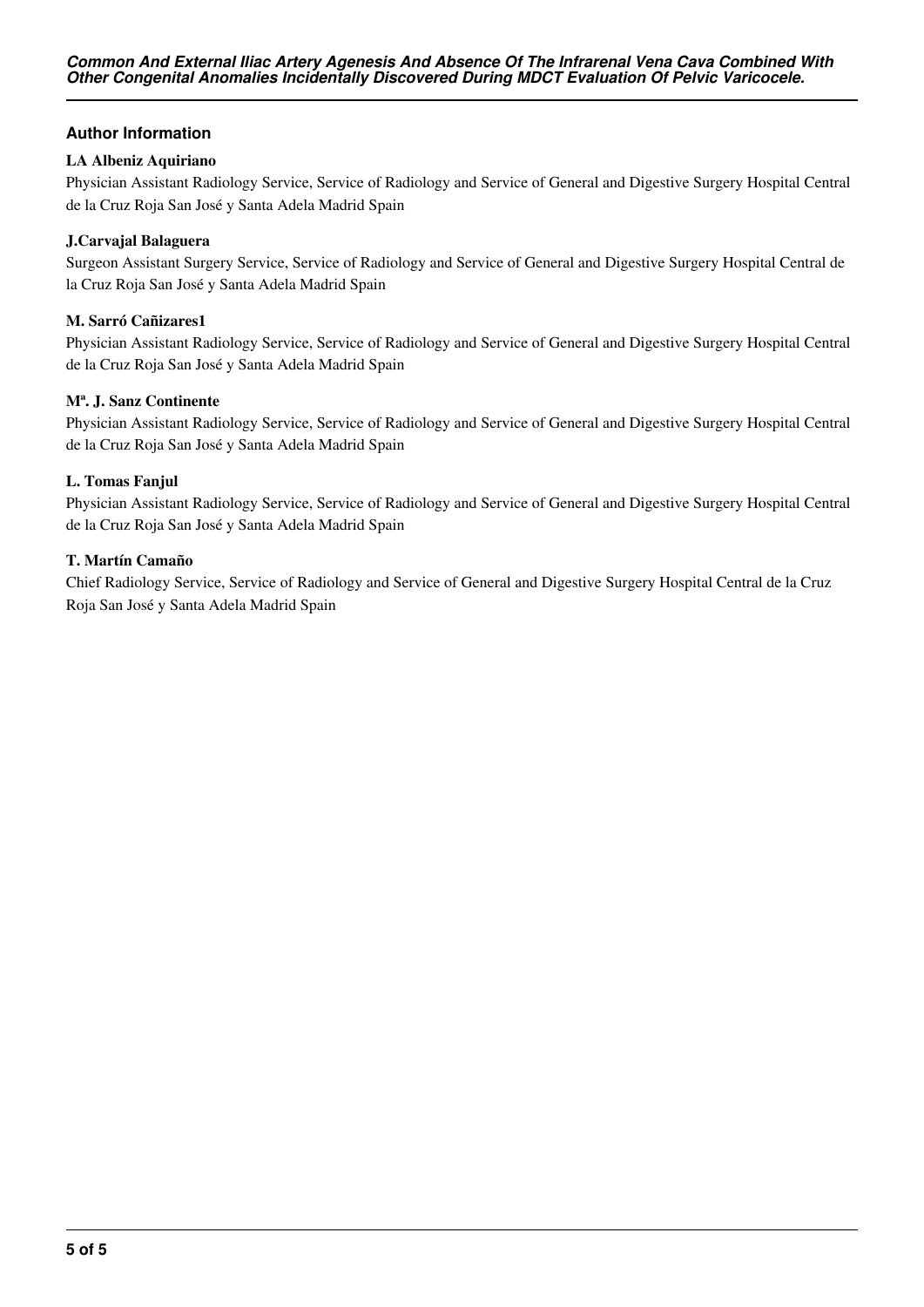### Author Information

**LA Albeniz Aquiriano**

Physician Assistant Radiology Service, Service of Radiology and Service of General and Digestive Surgery Hospital Central de la Cruz Roja San José y Santa Adela Madrid Spain

**J.Carvajal Balaguera**

Surgeon Assistant Surgery Service, Service of Radiology and Service of General and Digestive Surgery Hospital Central de la Cruz Roja San José y Santa Adela Madrid Spain

**M. Sarró Cañizares1**

Physician Assistant Radiology Service, Service of Radiology and Service of General and Digestive Surgery Hospital Central de la Cruz Roja San José y Santa Adela Madrid Spain

**Mª. J. Sanz Continente**

Physician Assistant Radiology Service, Service of Radiology and Service of General and Digestive Surgery Hospital Central de la Cruz Roja San José y Santa Adela Madrid Spain

**L. Tomas Fanjul**

Physician Assistant Radiology Service, Service of Radiology and Service of General and Digestive Surgery Hospital Central de la Cruz Roja San José y Santa Adela Madrid Spain

**T. Martín Camaño**

Chief Radiology Service, Service of Radiology and Service of General and Digestive Surgery Hospital Central de la Cruz Roja San José y Santa Adela Madrid Spain